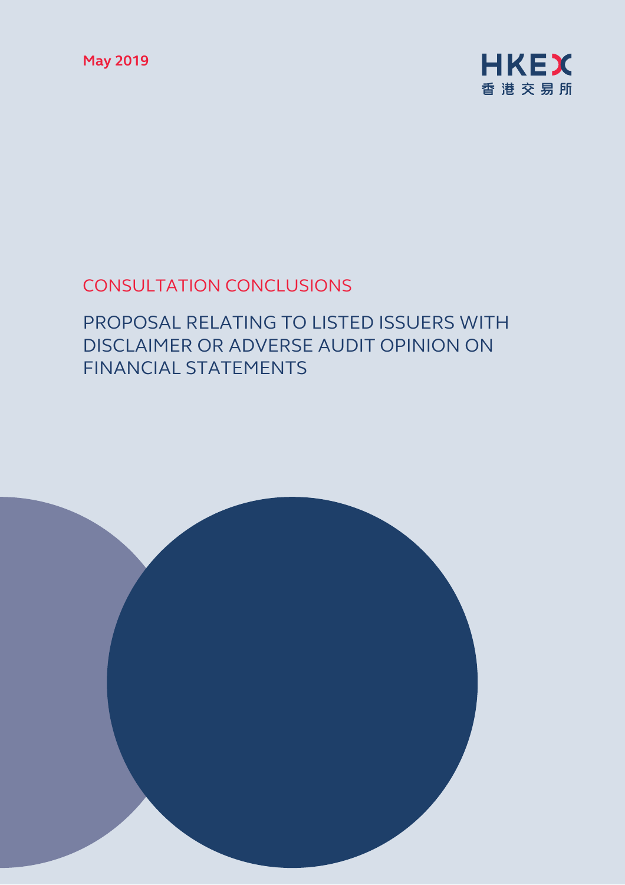May 2019

HKEX
香港交易所

CONSULTATION CONCLUSIONS

# PROPOSAL RELATING TO LISTED ISSUERS WITH DISCLAIMER OR ADVERSE AUDIT OPINION ON FINANCIAL STATEMENTS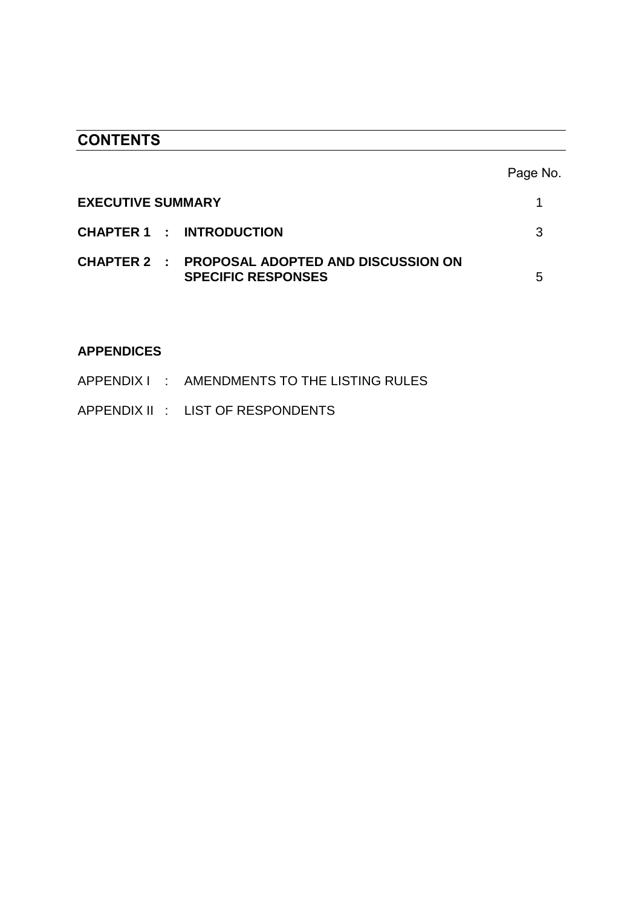## CONTENTS

| | Page No. |
|---|---|
| **EXECUTIVE SUMMARY** | 1 |
| **CHAPTER 1 : INTRODUCTION** | 3 |
| **CHAPTER 2 : PROPOSAL ADOPTED AND DISCUSSION ON SPECIFIC RESPONSES** | 5 |

**APPENDICES**

APPENDIX I : AMENDMENTS TO THE LISTING RULES

APPENDIX II : LIST OF RESPONDENTS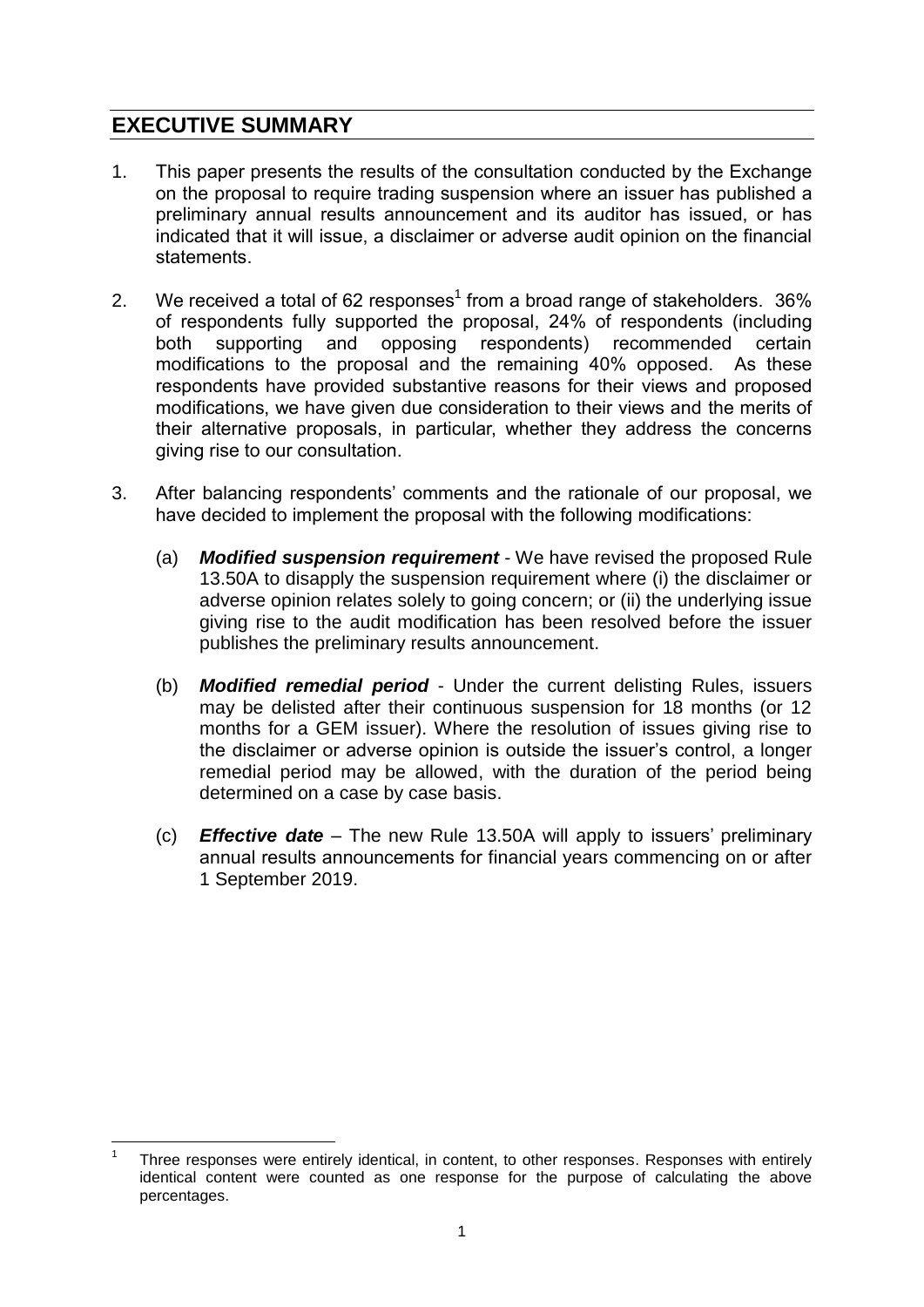## EXECUTIVE SUMMARY

1. This paper presents the results of the consultation conducted by the Exchange on the proposal to require trading suspension where an issuer has published a preliminary annual results announcement and its auditor has issued, or has indicated that it will issue, a disclaimer or adverse audit opinion on the financial statements.

2. We received a total of 62 responses[1] from a broad range of stakeholders. 36% of respondents fully supported the proposal, 24% of respondents (including both supporting and opposing respondents) recommended certain modifications to the proposal and the remaining 40% opposed. As these respondents have provided substantive reasons for their views and proposed modifications, we have given due consideration to their views and the merits of their alternative proposals, in particular, whether they address the concerns giving rise to our consultation.

3. After balancing respondents' comments and the rationale of our proposal, we have decided to implement the proposal with the following modifications:

   (a) ***Modified suspension requirement*** - We have revised the proposed Rule 13.50A to disapply the suspension requirement where (i) the disclaimer or adverse opinion relates solely to going concern; or (ii) the underlying issue giving rise to the audit modification has been resolved before the issuer publishes the preliminary results announcement.

   (b) ***Modified remedial period*** - Under the current delisting Rules, issuers may be delisted after their continuous suspension for 18 months (or 12 months for a GEM issuer). Where the resolution of issues giving rise to the disclaimer or adverse opinion is outside the issuer's control, a longer remedial period may be allowed, with the duration of the period being determined on a case by case basis.

   (c) ***Effective date*** – The new Rule 13.50A will apply to issuers' preliminary annual results announcements for financial years commencing on or after 1 September 2019.

---

[1] Three responses were entirely identical, in content, to other responses. Responses with entirely identical content were counted as one response for the purpose of calculating the above percentages.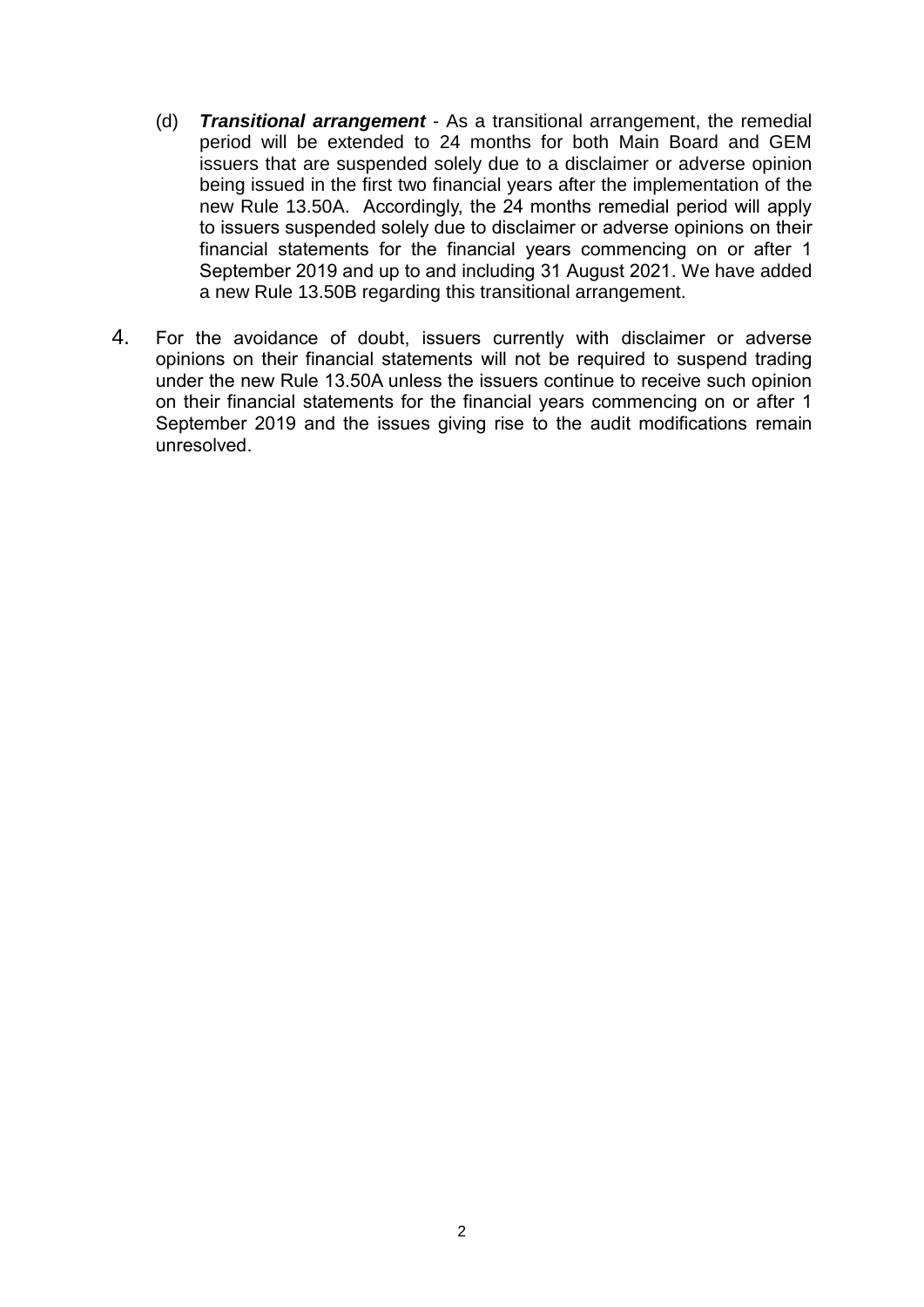(d) ***Transitional arrangement*** - As a transitional arrangement, the remedial period will be extended to 24 months for both Main Board and GEM issuers that are suspended solely due to a disclaimer or adverse opinion being issued in the first two financial years after the implementation of the new Rule 13.50A. Accordingly, the 24 months remedial period will apply to issuers suspended solely due to disclaimer or adverse opinions on their financial statements for the financial years commencing on or after 1 September 2019 and up to and including 31 August 2021. We have added a new Rule 13.50B regarding this transitional arrangement.

4. For the avoidance of doubt, issuers currently with disclaimer or adverse opinions on their financial statements will not be required to suspend trading under the new Rule 13.50A unless the issuers continue to receive such opinion on their financial statements for the financial years commencing on or after 1 September 2019 and the issues giving rise to the audit modifications remain unresolved.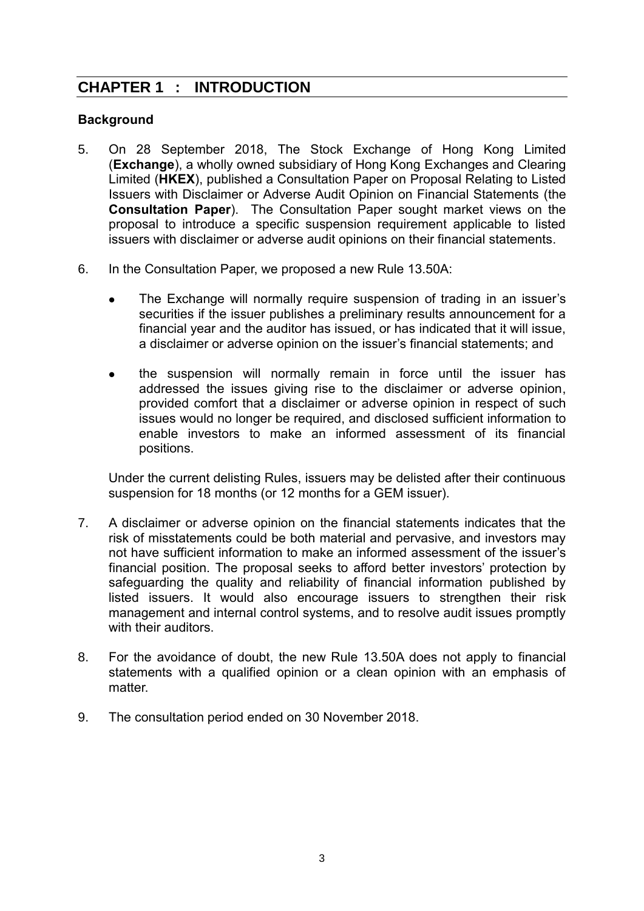# CHAPTER 1 : INTRODUCTION

## Background

5. On 28 September 2018, The Stock Exchange of Hong Kong Limited (**Exchange**), a wholly owned subsidiary of Hong Kong Exchanges and Clearing Limited (**HKEX**), published a Consultation Paper on Proposal Relating to Listed Issuers with Disclaimer or Adverse Audit Opinion on Financial Statements (the **Consultation Paper**). The Consultation Paper sought market views on the proposal to introduce a specific suspension requirement applicable to listed issuers with disclaimer or adverse audit opinions on their financial statements.

6. In the Consultation Paper, we proposed a new Rule 13.50A:

   - The Exchange will normally require suspension of trading in an issuer's securities if the issuer publishes a preliminary results announcement for a financial year and the auditor has issued, or has indicated that it will issue, a disclaimer or adverse opinion on the issuer's financial statements; and

   - the suspension will normally remain in force until the issuer has addressed the issues giving rise to the disclaimer or adverse opinion, provided comfort that a disclaimer or adverse opinion in respect of such issues would no longer be required, and disclosed sufficient information to enable investors to make an informed assessment of its financial positions.

   Under the current delisting Rules, issuers may be delisted after their continuous suspension for 18 months (or 12 months for a GEM issuer).

7. A disclaimer or adverse opinion on the financial statements indicates that the risk of misstatements could be both material and pervasive, and investors may not have sufficient information to make an informed assessment of the issuer's financial position. The proposal seeks to afford better investors' protection by safeguarding the quality and reliability of financial information published by listed issuers. It would also encourage issuers to strengthen their risk management and internal control systems, and to resolve audit issues promptly with their auditors.

8. For the avoidance of doubt, the new Rule 13.50A does not apply to financial statements with a qualified opinion or a clean opinion with an emphasis of matter.

9. The consultation period ended on 30 November 2018.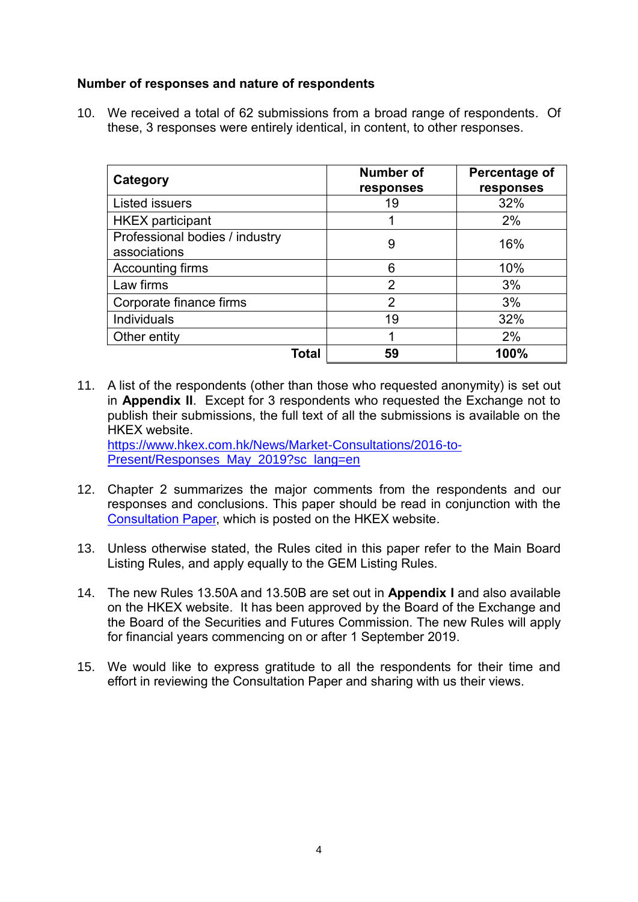**Number of responses and nature of respondents**

10. We received a total of 62 submissions from a broad range of respondents. Of these, 3 responses were entirely identical, in content, to other responses.

| Category | Number of responses | Percentage of responses |
|---|---|---|
| Listed issuers | 19 | 32% |
| HKEX participant | 1 | 2% |
| Professional bodies / industry associations | 9 | 16% |
| Accounting firms | 6 | 10% |
| Law firms | 2 | 3% |
| Corporate finance firms | 2 | 3% |
| Individuals | 19 | 32% |
| Other entity | 1 | 2% |
| **Total** | **59** | **100%** |

11. A list of the respondents (other than those who requested anonymity) is set out in **Appendix II**. Except for 3 respondents who requested the Exchange not to publish their submissions, the full text of all the submissions is available on the HKEX website.
[https://www.hkex.com.hk/News/Market-Consultations/2016-to-Present/Responses_May_2019?sc_lang=en](https://www.hkex.com.hk/News/Market-Consultations/2016-to-Present/Responses_May_2019?sc_lang=en)

12. Chapter 2 summarizes the major comments from the respondents and our responses and conclusions. This paper should be read in conjunction with the Consultation Paper, which is posted on the HKEX website.

13. Unless otherwise stated, the Rules cited in this paper refer to the Main Board Listing Rules, and apply equally to the GEM Listing Rules.

14. The new Rules 13.50A and 13.50B are set out in **Appendix I** and also available on the HKEX website. It has been approved by the Board of the Exchange and the Board of the Securities and Futures Commission. The new Rules will apply for financial years commencing on or after 1 September 2019.

15. We would like to express gratitude to all the respondents for their time and effort in reviewing the Consultation Paper and sharing with us their views.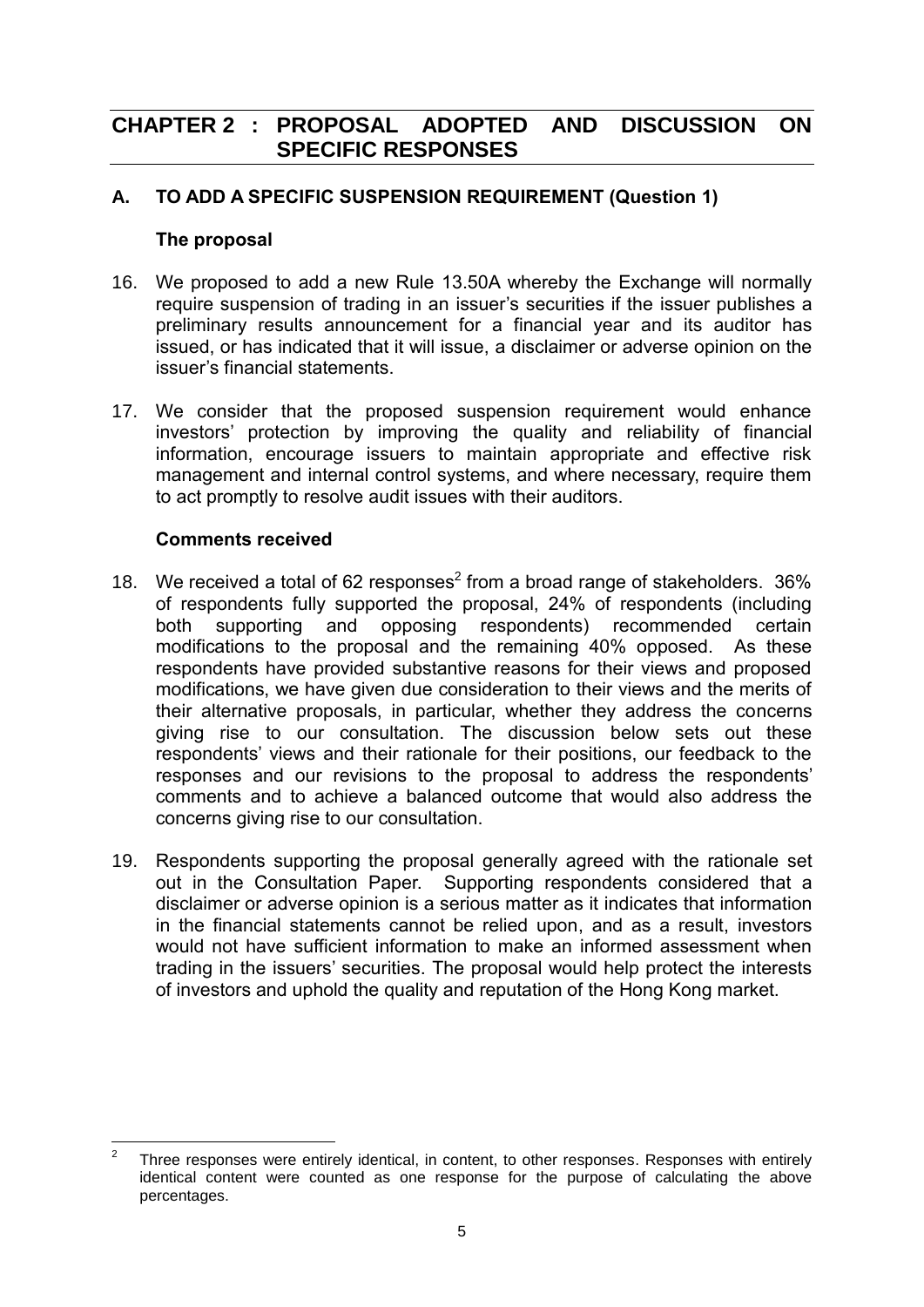# CHAPTER 2 : PROPOSAL ADOPTED AND DISCUSSION ON SPECIFIC RESPONSES

## A. TO ADD A SPECIFIC SUSPENSION REQUIREMENT (Question 1)

### The proposal

16. We proposed to add a new Rule 13.50A whereby the Exchange will normally require suspension of trading in an issuer's securities if the issuer publishes a preliminary results announcement for a financial year and its auditor has issued, or has indicated that it will issue, a disclaimer or adverse opinion on the issuer's financial statements.

17. We consider that the proposed suspension requirement would enhance investors' protection by improving the quality and reliability of financial information, encourage issuers to maintain appropriate and effective risk management and internal control systems, and where necessary, require them to act promptly to resolve audit issues with their auditors.

### Comments received

18. We received a total of 62 responses[2] from a broad range of stakeholders. 36% of respondents fully supported the proposal, 24% of respondents (including both supporting and opposing respondents) recommended certain modifications to the proposal and the remaining 40% opposed. As these respondents have provided substantive reasons for their views and proposed modifications, we have given due consideration to their views and the merits of their alternative proposals, in particular, whether they address the concerns giving rise to our consultation. The discussion below sets out these respondents' views and their rationale for their positions, our feedback to the responses and our revisions to the proposal to address the respondents' comments and to achieve a balanced outcome that would also address the concerns giving rise to our consultation.

19. Respondents supporting the proposal generally agreed with the rationale set out in the Consultation Paper. Supporting respondents considered that a disclaimer or adverse opinion is a serious matter as it indicates that information in the financial statements cannot be relied upon, and as a result, investors would not have sufficient information to make an informed assessment when trading in the issuers' securities. The proposal would help protect the interests of investors and uphold the quality and reputation of the Hong Kong market.

---

[2] Three responses were entirely identical, in content, to other responses. Responses with entirely identical content were counted as one response for the purpose of calculating the above percentages.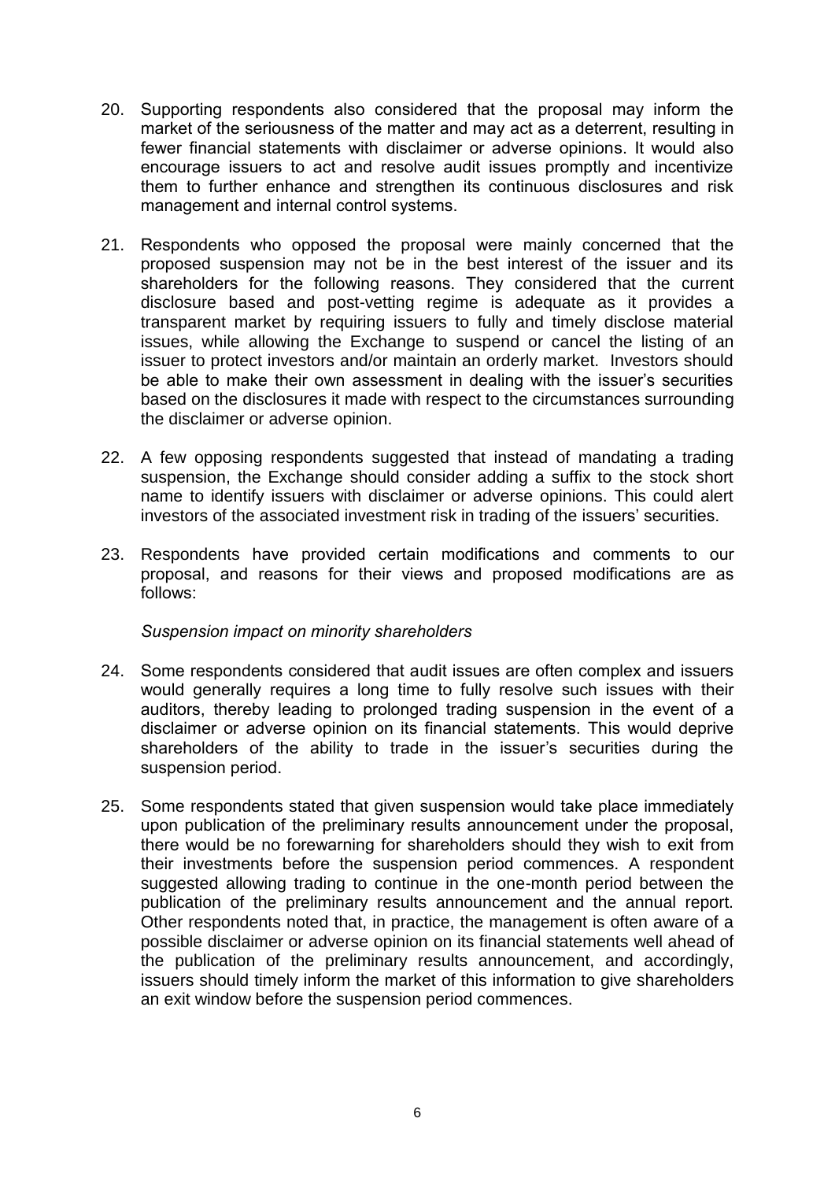20. Supporting respondents also considered that the proposal may inform the market of the seriousness of the matter and may act as a deterrent, resulting in fewer financial statements with disclaimer or adverse opinions. It would also encourage issuers to act and resolve audit issues promptly and incentivize them to further enhance and strengthen its continuous disclosures and risk management and internal control systems.

21. Respondents who opposed the proposal were mainly concerned that the proposed suspension may not be in the best interest of the issuer and its shareholders for the following reasons. They considered that the current disclosure based and post-vetting regime is adequate as it provides a transparent market by requiring issuers to fully and timely disclose material issues, while allowing the Exchange to suspend or cancel the listing of an issuer to protect investors and/or maintain an orderly market. Investors should be able to make their own assessment in dealing with the issuer's securities based on the disclosures it made with respect to the circumstances surrounding the disclaimer or adverse opinion.

22. A few opposing respondents suggested that instead of mandating a trading suspension, the Exchange should consider adding a suffix to the stock short name to identify issuers with disclaimer or adverse opinions. This could alert investors of the associated investment risk in trading of the issuers' securities.

23. Respondents have provided certain modifications and comments to our proposal, and reasons for their views and proposed modifications are as follows:

*Suspension impact on minority shareholders*

24. Some respondents considered that audit issues are often complex and issuers would generally requires a long time to fully resolve such issues with their auditors, thereby leading to prolonged trading suspension in the event of a disclaimer or adverse opinion on its financial statements. This would deprive shareholders of the ability to trade in the issuer's securities during the suspension period.

25. Some respondents stated that given suspension would take place immediately upon publication of the preliminary results announcement under the proposal, there would be no forewarning for shareholders should they wish to exit from their investments before the suspension period commences. A respondent suggested allowing trading to continue in the one-month period between the publication of the preliminary results announcement and the annual report. Other respondents noted that, in practice, the management is often aware of a possible disclaimer or adverse opinion on its financial statements well ahead of the publication of the preliminary results announcement, and accordingly, issuers should timely inform the market of this information to give shareholders an exit window before the suspension period commences.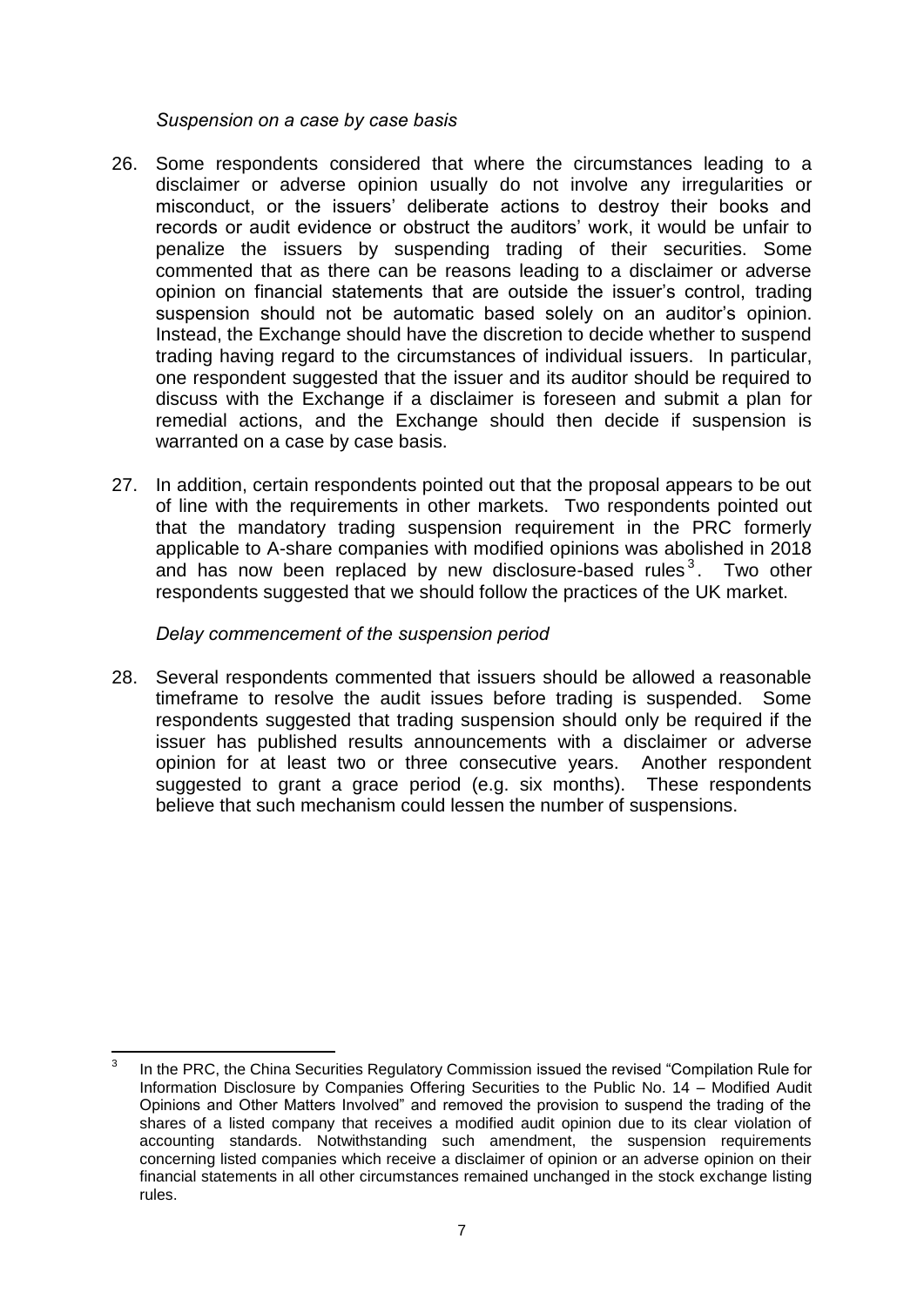*Suspension on a case by case basis*

26. Some respondents considered that where the circumstances leading to a disclaimer or adverse opinion usually do not involve any irregularities or misconduct, or the issuers' deliberate actions to destroy their books and records or audit evidence or obstruct the auditors' work, it would be unfair to penalize the issuers by suspending trading of their securities. Some commented that as there can be reasons leading to a disclaimer or adverse opinion on financial statements that are outside the issuer's control, trading suspension should not be automatic based solely on an auditor's opinion. Instead, the Exchange should have the discretion to decide whether to suspend trading having regard to the circumstances of individual issuers. In particular, one respondent suggested that the issuer and its auditor should be required to discuss with the Exchange if a disclaimer is foreseen and submit a plan for remedial actions, and the Exchange should then decide if suspension is warranted on a case by case basis.

27. In addition, certain respondents pointed out that the proposal appears to be out of line with the requirements in other markets. Two respondents pointed out that the mandatory trading suspension requirement in the PRC formerly applicable to A-share companies with modified opinions was abolished in 2018 and has now been replaced by new disclosure-based rules[3]. Two other respondents suggested that we should follow the practices of the UK market.

*Delay commencement of the suspension period*

28. Several respondents commented that issuers should be allowed a reasonable timeframe to resolve the audit issues before trading is suspended. Some respondents suggested that trading suspension should only be required if the issuer has published results announcements with a disclaimer or adverse opinion for at least two or three consecutive years. Another respondent suggested to grant a grace period (e.g. six months). These respondents believe that such mechanism could lessen the number of suspensions.

---

[3] In the PRC, the China Securities Regulatory Commission issued the revised "Compilation Rule for Information Disclosure by Companies Offering Securities to the Public No. 14 – Modified Audit Opinions and Other Matters Involved" and removed the provision to suspend the trading of the shares of a listed company that receives a modified audit opinion due to its clear violation of accounting standards. Notwithstanding such amendment, the suspension requirements concerning listed companies which receive a disclaimer of opinion or an adverse opinion on their financial statements in all other circumstances remained unchanged in the stock exchange listing rules.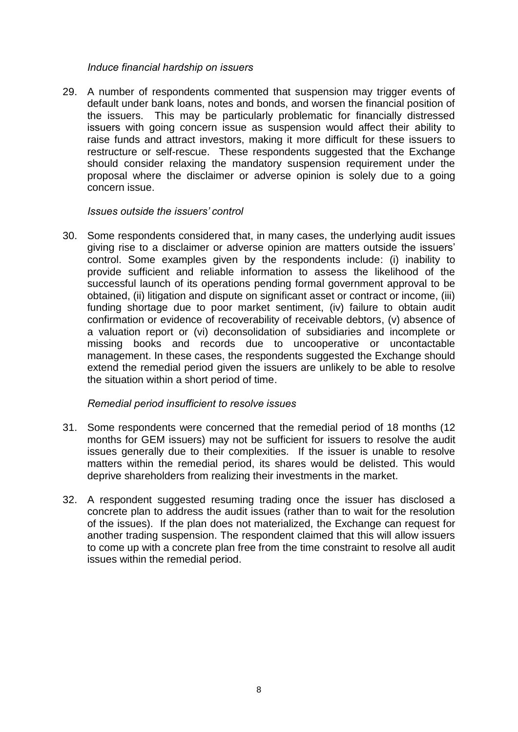*Induce financial hardship on issuers*

29. A number of respondents commented that suspension may trigger events of default under bank loans, notes and bonds, and worsen the financial position of the issuers. This may be particularly problematic for financially distressed issuers with going concern issue as suspension would affect their ability to raise funds and attract investors, making it more difficult for these issuers to restructure or self-rescue. These respondents suggested that the Exchange should consider relaxing the mandatory suspension requirement under the proposal where the disclaimer or adverse opinion is solely due to a going concern issue.

*Issues outside the issuers' control*

30. Some respondents considered that, in many cases, the underlying audit issues giving rise to a disclaimer or adverse opinion are matters outside the issuers' control. Some examples given by the respondents include: (i) inability to provide sufficient and reliable information to assess the likelihood of the successful launch of its operations pending formal government approval to be obtained, (ii) litigation and dispute on significant asset or contract or income, (iii) funding shortage due to poor market sentiment, (iv) failure to obtain audit confirmation or evidence of recoverability of receivable debtors, (v) absence of a valuation report or (vi) deconsolidation of subsidiaries and incomplete or missing books and records due to uncooperative or uncontactable management. In these cases, the respondents suggested the Exchange should extend the remedial period given the issuers are unlikely to be able to resolve the situation within a short period of time.

*Remedial period insufficient to resolve issues*

31. Some respondents were concerned that the remedial period of 18 months (12 months for GEM issuers) may not be sufficient for issuers to resolve the audit issues generally due to their complexities. If the issuer is unable to resolve matters within the remedial period, its shares would be delisted. This would deprive shareholders from realizing their investments in the market.

32. A respondent suggested resuming trading once the issuer has disclosed a concrete plan to address the audit issues (rather than to wait for the resolution of the issues). If the plan does not materialized, the Exchange can request for another trading suspension. The respondent claimed that this will allow issuers to come up with a concrete plan free from the time constraint to resolve all audit issues within the remedial period.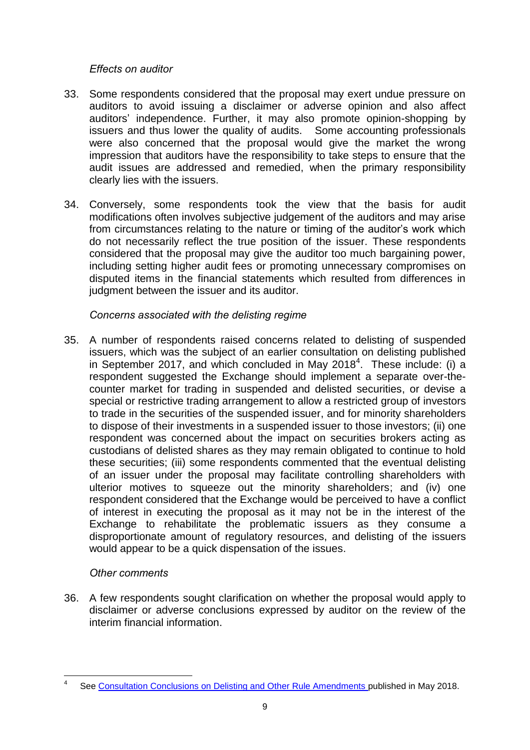*Effects on auditor*

33. Some respondents considered that the proposal may exert undue pressure on auditors to avoid issuing a disclaimer or adverse opinion and also affect auditors' independence. Further, it may also promote opinion-shopping by issuers and thus lower the quality of audits. Some accounting professionals were also concerned that the proposal would give the market the wrong impression that auditors have the responsibility to take steps to ensure that the audit issues are addressed and remedied, when the primary responsibility clearly lies with the issuers.

34. Conversely, some respondents took the view that the basis for audit modifications often involves subjective judgement of the auditors and may arise from circumstances relating to the nature or timing of the auditor's work which do not necessarily reflect the true position of the issuer. These respondents considered that the proposal may give the auditor too much bargaining power, including setting higher audit fees or promoting unnecessary compromises on disputed items in the financial statements which resulted from differences in judgment between the issuer and its auditor.

*Concerns associated with the delisting regime*

35. A number of respondents raised concerns related to delisting of suspended issuers, which was the subject of an earlier consultation on delisting published in September 2017, and which concluded in May 2018[4]. These include: (i) a respondent suggested the Exchange should implement a separate over-the-counter market for trading in suspended and delisted securities, or devise a special or restrictive trading arrangement to allow a restricted group of investors to trade in the securities of the suspended issuer, and for minority shareholders to dispose of their investments in a suspended issuer to those investors; (ii) one respondent was concerned about the impact on securities brokers acting as custodians of delisted shares as they may remain obligated to continue to hold these securities; (iii) some respondents commented that the eventual delisting of an issuer under the proposal may facilitate controlling shareholders with ulterior motives to squeeze out the minority shareholders; and (iv) one respondent considered that the Exchange would be perceived to have a conflict of interest in executing the proposal as it may not be in the interest of the Exchange to rehabilitate the problematic issuers as they consume a disproportionate amount of regulatory resources, and delisting of the issuers would appear to be a quick dispensation of the issues.

*Other comments*

36. A few respondents sought clarification on whether the proposal would apply to disclaimer or adverse conclusions expressed by auditor on the review of the interim financial information.

---

[4] See Consultation Conclusions on Delisting and Other Rule Amendments published in May 2018.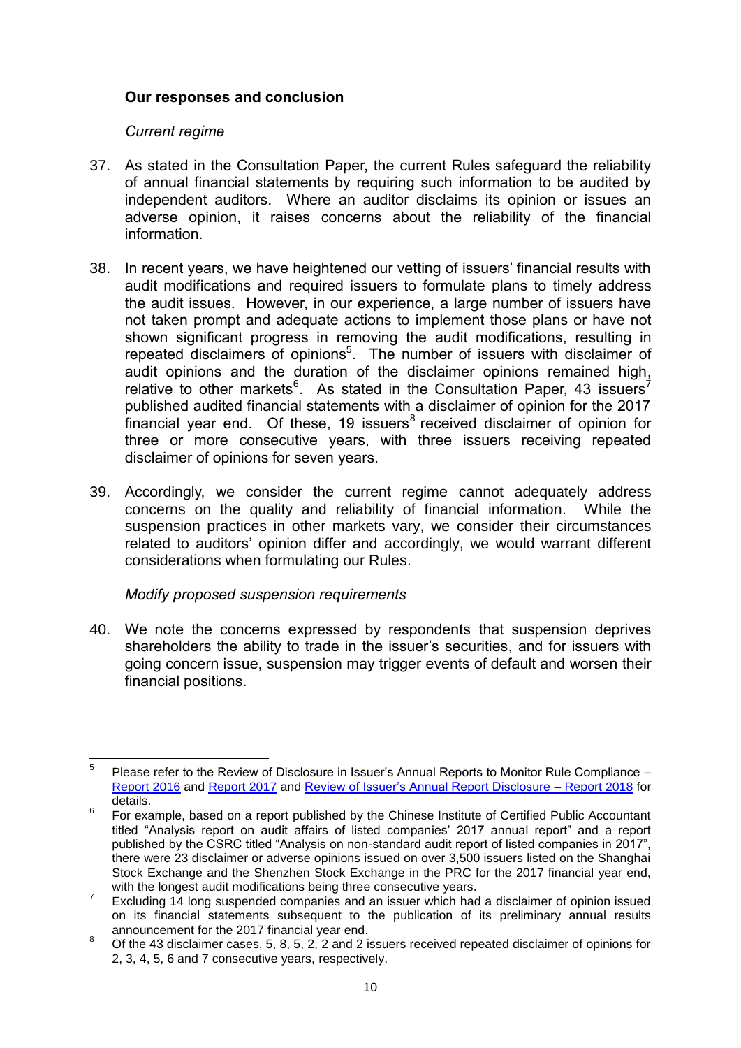### Our responses and conclusion

*Current regime*

37. As stated in the Consultation Paper, the current Rules safeguard the reliability of annual financial statements by requiring such information to be audited by independent auditors. Where an auditor disclaims its opinion or issues an adverse opinion, it raises concerns about the reliability of the financial information.

38. In recent years, we have heightened our vetting of issuers' financial results with audit modifications and required issuers to formulate plans to timely address the audit issues. However, in our experience, a large number of issuers have not taken prompt and adequate actions to implement those plans or have not shown significant progress in removing the audit modifications, resulting in repeated disclaimers of opinions[5]. The number of issuers with disclaimer of audit opinions and the duration of the disclaimer opinions remained high, relative to other markets[6]. As stated in the Consultation Paper, 43 issuers[7] published audited financial statements with a disclaimer of opinion for the 2017 financial year end. Of these, 19 issuers[8] received disclaimer of opinion for three or more consecutive years, with three issuers receiving repeated disclaimer of opinions for seven years.

39. Accordingly, we consider the current regime cannot adequately address concerns on the quality and reliability of financial information. While the suspension practices in other markets vary, we consider their circumstances related to auditors' opinion differ and accordingly, we would warrant different considerations when formulating our Rules.

*Modify proposed suspension requirements*

40. We note the concerns expressed by respondents that suspension deprives shareholders the ability to trade in the issuer's securities, and for issuers with going concern issue, suspension may trigger events of default and worsen their financial positions.

---

[5] Please refer to the Review of Disclosure in Issuer's Annual Reports to Monitor Rule Compliance – Report 2016 and Report 2017 and Review of Issuer's Annual Report Disclosure – Report 2018 for details.

[6] For example, based on a report published by the Chinese Institute of Certified Public Accountant titled "Analysis report on audit affairs of listed companies' 2017 annual report" and a report published by the CSRC titled "Analysis on non-standard audit report of listed companies in 2017", there were 23 disclaimer or adverse opinions issued on over 3,500 issuers listed on the Shanghai Stock Exchange and the Shenzhen Stock Exchange in the PRC for the 2017 financial year end, with the longest audit modifications being three consecutive years.

[7] Excluding 14 long suspended companies and an issuer which had a disclaimer of opinion issued on its financial statements subsequent to the publication of its preliminary annual results announcement for the 2017 financial year end.

[8] Of the 43 disclaimer cases, 5, 8, 5, 2, 2 and 2 issuers received repeated disclaimer of opinions for 2, 3, 4, 5, 6 and 7 consecutive years, respectively.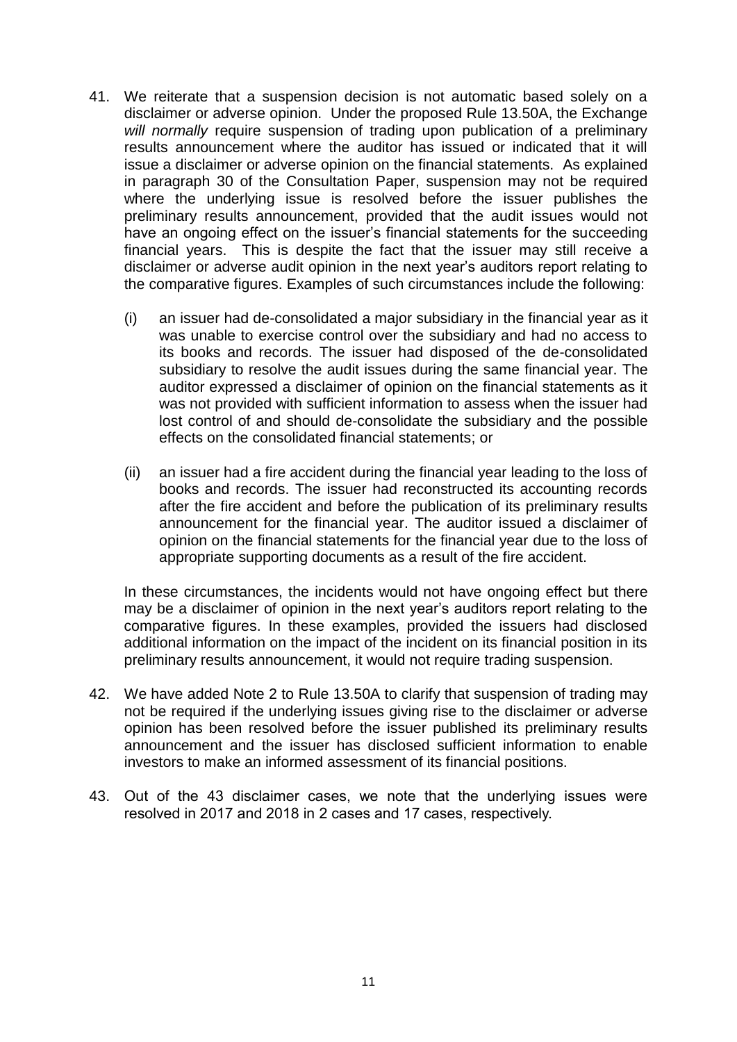41. We reiterate that a suspension decision is not automatic based solely on a disclaimer or adverse opinion. Under the proposed Rule 13.50A, the Exchange *will normally* require suspension of trading upon publication of a preliminary results announcement where the auditor has issued or indicated that it will issue a disclaimer or adverse opinion on the financial statements. As explained in paragraph 30 of the Consultation Paper, suspension may not be required where the underlying issue is resolved before the issuer publishes the preliminary results announcement, provided that the audit issues would not have an ongoing effect on the issuer's financial statements for the succeeding financial years. This is despite the fact that the issuer may still receive a disclaimer or adverse audit opinion in the next year's auditors report relating to the comparative figures. Examples of such circumstances include the following:

    (i) an issuer had de-consolidated a major subsidiary in the financial year as it was unable to exercise control over the subsidiary and had no access to its books and records. The issuer had disposed of the de-consolidated subsidiary to resolve the audit issues during the same financial year. The auditor expressed a disclaimer of opinion on the financial statements as it was not provided with sufficient information to assess when the issuer had lost control of and should de-consolidate the subsidiary and the possible effects on the consolidated financial statements; or

    (ii) an issuer had a fire accident during the financial year leading to the loss of books and records. The issuer had reconstructed its accounting records after the fire accident and before the publication of its preliminary results announcement for the financial year. The auditor issued a disclaimer of opinion on the financial statements for the financial year due to the loss of appropriate supporting documents as a result of the fire accident.

    In these circumstances, the incidents would not have ongoing effect but there may be a disclaimer of opinion in the next year's auditors report relating to the comparative figures. In these examples, provided the issuers had disclosed additional information on the impact of the incident on its financial position in its preliminary results announcement, it would not require trading suspension.

42. We have added Note 2 to Rule 13.50A to clarify that suspension of trading may not be required if the underlying issues giving rise to the disclaimer or adverse opinion has been resolved before the issuer published its preliminary results announcement and the issuer has disclosed sufficient information to enable investors to make an informed assessment of its financial positions.

43. Out of the 43 disclaimer cases, we note that the underlying issues were resolved in 2017 and 2018 in 2 cases and 17 cases, respectively.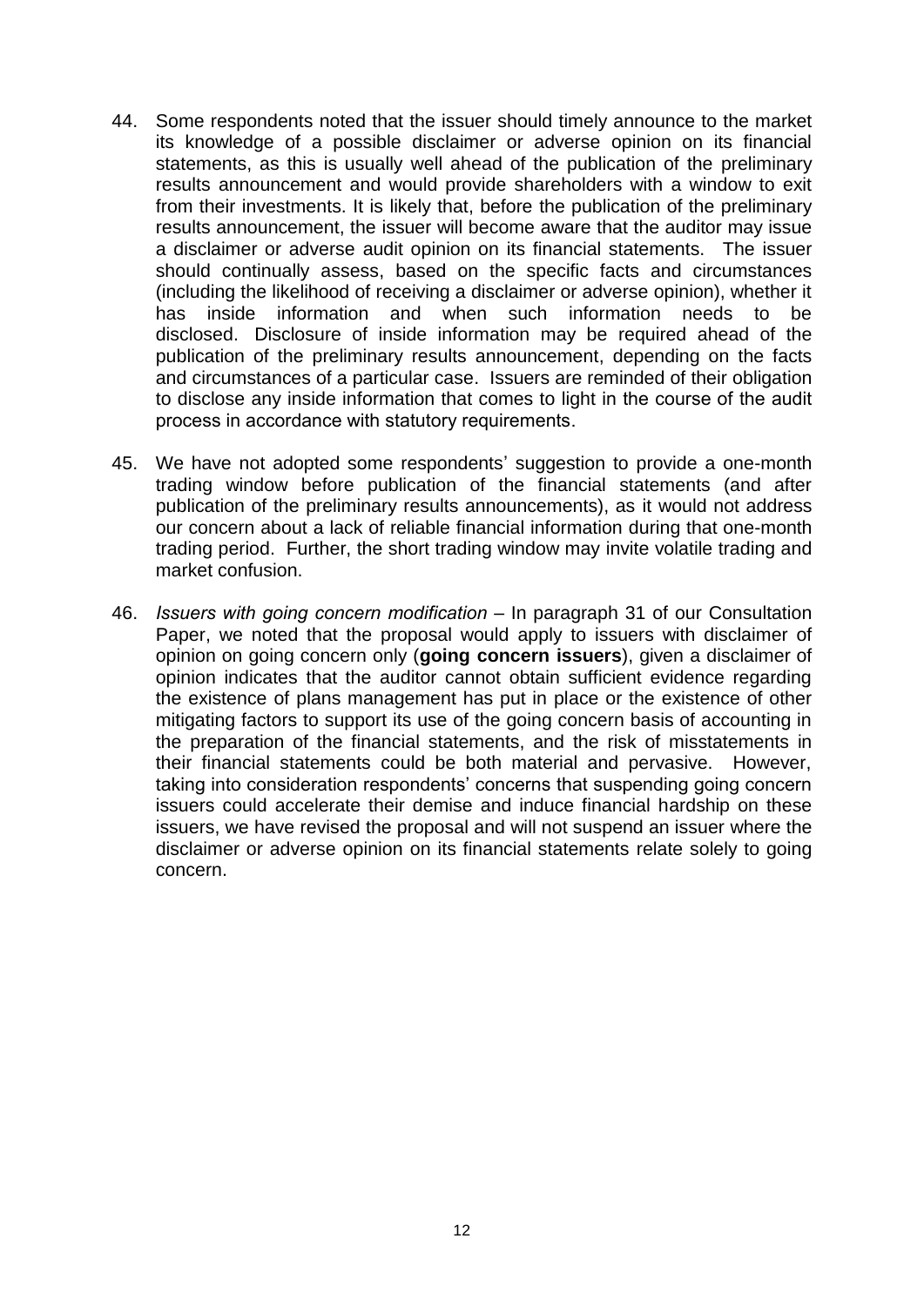44. Some respondents noted that the issuer should timely announce to the market its knowledge of a possible disclaimer or adverse opinion on its financial statements, as this is usually well ahead of the publication of the preliminary results announcement and would provide shareholders with a window to exit from their investments. It is likely that, before the publication of the preliminary results announcement, the issuer will become aware that the auditor may issue a disclaimer or adverse audit opinion on its financial statements. The issuer should continually assess, based on the specific facts and circumstances (including the likelihood of receiving a disclaimer or adverse opinion), whether it has inside information and when such information needs to be disclosed. Disclosure of inside information may be required ahead of the publication of the preliminary results announcement, depending on the facts and circumstances of a particular case. Issuers are reminded of their obligation to disclose any inside information that comes to light in the course of the audit process in accordance with statutory requirements.

45. We have not adopted some respondents' suggestion to provide a one-month trading window before publication of the financial statements (and after publication of the preliminary results announcements), as it would not address our concern about a lack of reliable financial information during that one-month trading period. Further, the short trading window may invite volatile trading and market confusion.

46. *Issuers with going concern modification* – In paragraph 31 of our Consultation Paper, we noted that the proposal would apply to issuers with disclaimer of opinion on going concern only (**going concern issuers**), given a disclaimer of opinion indicates that the auditor cannot obtain sufficient evidence regarding the existence of plans management has put in place or the existence of other mitigating factors to support its use of the going concern basis of accounting in the preparation of the financial statements, and the risk of misstatements in their financial statements could be both material and pervasive. However, taking into consideration respondents' concerns that suspending going concern issuers could accelerate their demise and induce financial hardship on these issuers, we have revised the proposal and will not suspend an issuer where the disclaimer or adverse opinion on its financial statements relate solely to going concern.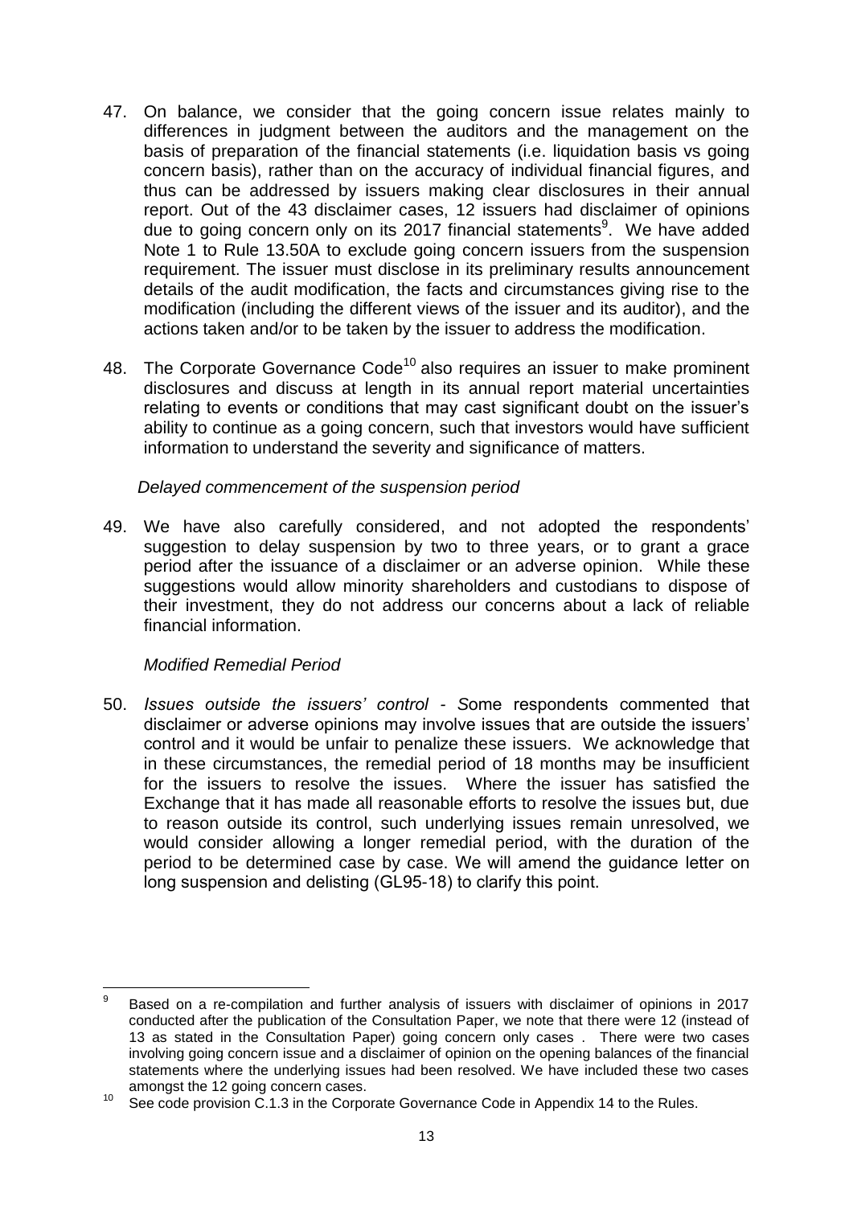47. On balance, we consider that the going concern issue relates mainly to differences in judgment between the auditors and the management on the basis of preparation of the financial statements (i.e. liquidation basis vs going concern basis), rather than on the accuracy of individual financial figures, and thus can be addressed by issuers making clear disclosures in their annual report. Out of the 43 disclaimer cases, 12 issuers had disclaimer of opinions due to going concern only on its 2017 financial statements[9]. We have added Note 1 to Rule 13.50A to exclude going concern issuers from the suspension requirement. The issuer must disclose in its preliminary results announcement details of the audit modification, the facts and circumstances giving rise to the modification (including the different views of the issuer and its auditor), and the actions taken and/or to be taken by the issuer to address the modification.

48. The Corporate Governance Code[10] also requires an issuer to make prominent disclosures and discuss at length in its annual report material uncertainties relating to events or conditions that may cast significant doubt on the issuer's ability to continue as a going concern, such that investors would have sufficient information to understand the severity and significance of matters.

*Delayed commencement of the suspension period*

49. We have also carefully considered, and not adopted the respondents' suggestion to delay suspension by two to three years, or to grant a grace period after the issuance of a disclaimer or an adverse opinion. While these suggestions would allow minority shareholders and custodians to dispose of their investment, they do not address our concerns about a lack of reliable financial information.

*Modified Remedial Period*

50. *Issues outside the issuers' control - S*ome respondents commented that disclaimer or adverse opinions may involve issues that are outside the issuers' control and it would be unfair to penalize these issuers. We acknowledge that in these circumstances, the remedial period of 18 months may be insufficient for the issuers to resolve the issues. Where the issuer has satisfied the Exchange that it has made all reasonable efforts to resolve the issues but, due to reason outside its control, such underlying issues remain unresolved, we would consider allowing a longer remedial period, with the duration of the period to be determined case by case. We will amend the guidance letter on long suspension and delisting (GL95-18) to clarify this point.

---

[9] Based on a re-compilation and further analysis of issuers with disclaimer of opinions in 2017 conducted after the publication of the Consultation Paper, we note that there were 12 (instead of 13 as stated in the Consultation Paper) going concern only cases . There were two cases involving going concern issue and a disclaimer of opinion on the opening balances of the financial statements where the underlying issues had been resolved. We have included these two cases amongst the 12 going concern cases.

[10] See code provision C.1.3 in the Corporate Governance Code in Appendix 14 to the Rules.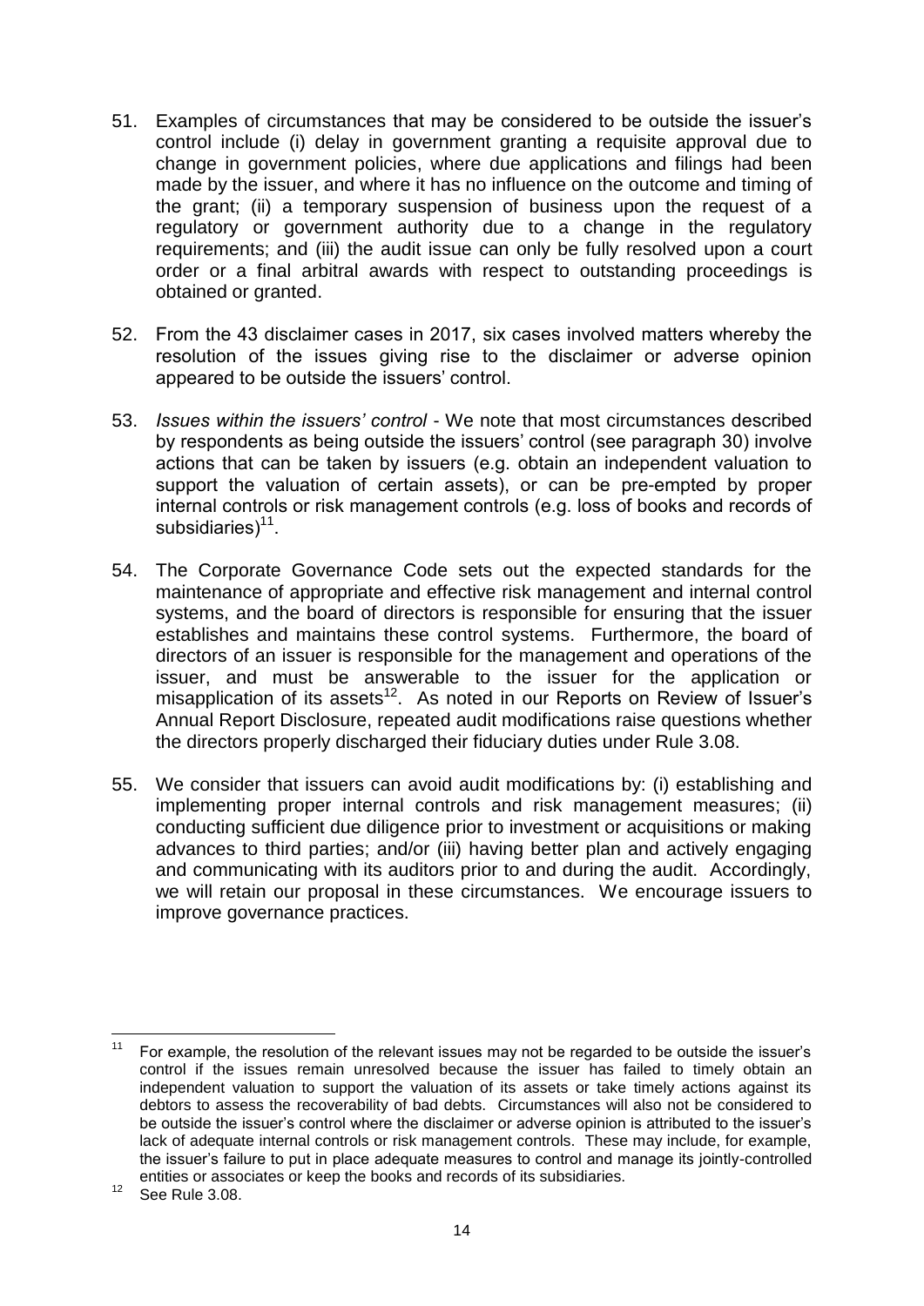51. Examples of circumstances that may be considered to be outside the issuer's control include (i) delay in government granting a requisite approval due to change in government policies, where due applications and filings had been made by the issuer, and where it has no influence on the outcome and timing of the grant; (ii) a temporary suspension of business upon the request of a regulatory or government authority due to a change in the regulatory requirements; and (iii) the audit issue can only be fully resolved upon a court order or a final arbitral awards with respect to outstanding proceedings is obtained or granted.

52. From the 43 disclaimer cases in 2017, six cases involved matters whereby the resolution of the issues giving rise to the disclaimer or adverse opinion appeared to be outside the issuers' control.

53. *Issues within the issuers' control* - We note that most circumstances described by respondents as being outside the issuers' control (see paragraph 30) involve actions that can be taken by issuers (e.g. obtain an independent valuation to support the valuation of certain assets), or can be pre-empted by proper internal controls or risk management controls (e.g. loss of books and records of subsidiaries)[11].

54. The Corporate Governance Code sets out the expected standards for the maintenance of appropriate and effective risk management and internal control systems, and the board of directors is responsible for ensuring that the issuer establishes and maintains these control systems. Furthermore, the board of directors of an issuer is responsible for the management and operations of the issuer, and must be answerable to the issuer for the application or misapplication of its assets[12]. As noted in our Reports on Review of Issuer's Annual Report Disclosure, repeated audit modifications raise questions whether the directors properly discharged their fiduciary duties under Rule 3.08.

55. We consider that issuers can avoid audit modifications by: (i) establishing and implementing proper internal controls and risk management measures; (ii) conducting sufficient due diligence prior to investment or acquisitions or making advances to third parties; and/or (iii) having better plan and actively engaging and communicating with its auditors prior to and during the audit. Accordingly, we will retain our proposal in these circumstances. We encourage issuers to improve governance practices.

---

[11] For example, the resolution of the relevant issues may not be regarded to be outside the issuer's control if the issues remain unresolved because the issuer has failed to timely obtain an independent valuation to support the valuation of its assets or take timely actions against its debtors to assess the recoverability of bad debts. Circumstances will also not be considered to be outside the issuer's control where the disclaimer or adverse opinion is attributed to the issuer's lack of adequate internal controls or risk management controls. These may include, for example, the issuer's failure to put in place adequate measures to control and manage its jointly-controlled entities or associates or keep the books and records of its subsidiaries.

[12] See Rule 3.08.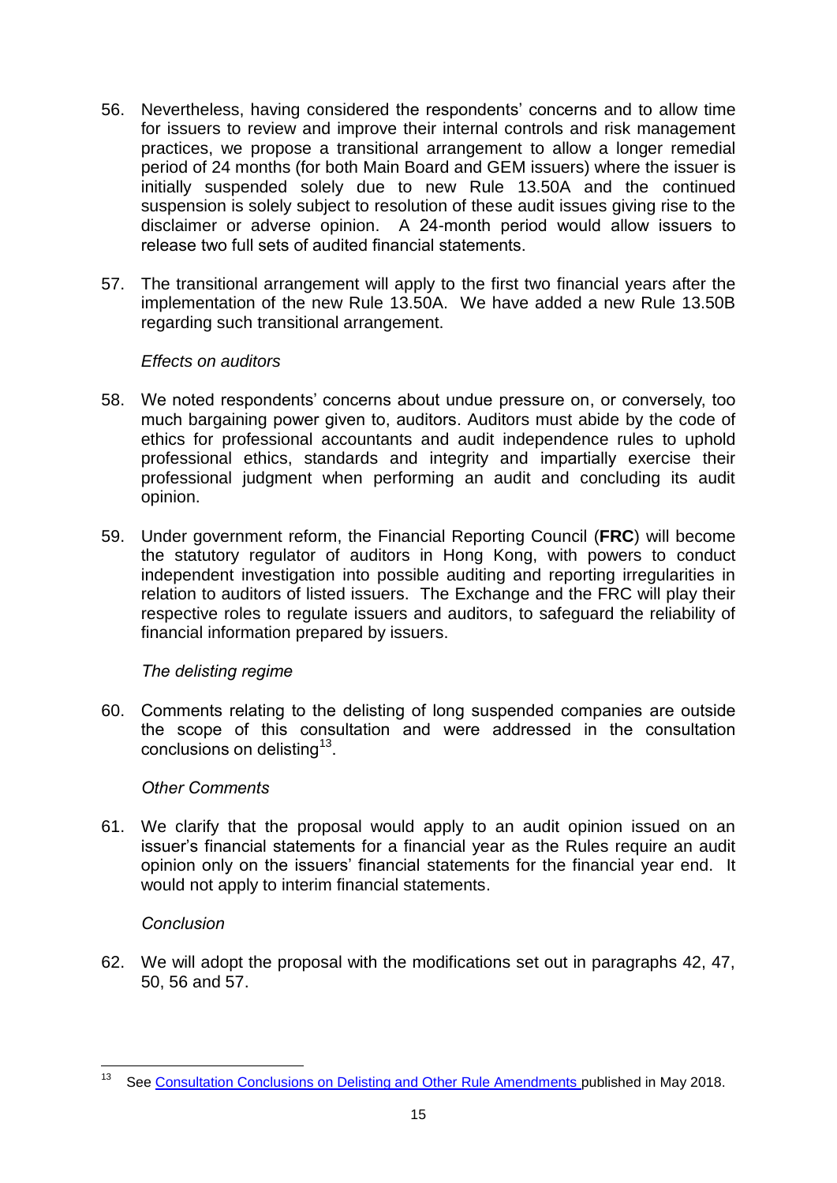56. Nevertheless, having considered the respondents' concerns and to allow time for issuers to review and improve their internal controls and risk management practices, we propose a transitional arrangement to allow a longer remedial period of 24 months (for both Main Board and GEM issuers) where the issuer is initially suspended solely due to new Rule 13.50A and the continued suspension is solely subject to resolution of these audit issues giving rise to the disclaimer or adverse opinion. A 24-month period would allow issuers to release two full sets of audited financial statements.

57. The transitional arrangement will apply to the first two financial years after the implementation of the new Rule 13.50A. We have added a new Rule 13.50B regarding such transitional arrangement.

*Effects on auditors*

58. We noted respondents' concerns about undue pressure on, or conversely, too much bargaining power given to, auditors. Auditors must abide by the code of ethics for professional accountants and audit independence rules to uphold professional ethics, standards and integrity and impartially exercise their professional judgment when performing an audit and concluding its audit opinion.

59. Under government reform, the Financial Reporting Council (**FRC**) will become the statutory regulator of auditors in Hong Kong, with powers to conduct independent investigation into possible auditing and reporting irregularities in relation to auditors of listed issuers. The Exchange and the FRC will play their respective roles to regulate issuers and auditors, to safeguard the reliability of financial information prepared by issuers.

*The delisting regime*

60. Comments relating to the delisting of long suspended companies are outside the scope of this consultation and were addressed in the consultation conclusions on delisting[13].

*Other Comments*

61. We clarify that the proposal would apply to an audit opinion issued on an issuer's financial statements for a financial year as the Rules require an audit opinion only on the issuers' financial statements for the financial year end. It would not apply to interim financial statements.

*Conclusion*

62. We will adopt the proposal with the modifications set out in paragraphs 42, 47, 50, 56 and 57.

---

[13] See Consultation Conclusions on Delisting and Other Rule Amendments published in May 2018.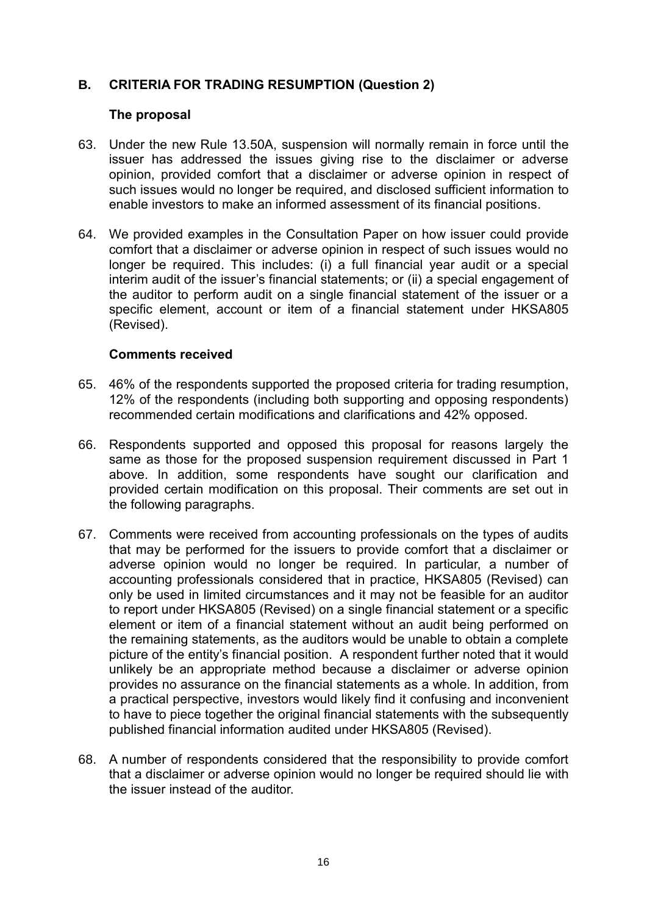## B. CRITERIA FOR TRADING RESUMPTION (Question 2)

### The proposal

63. Under the new Rule 13.50A, suspension will normally remain in force until the issuer has addressed the issues giving rise to the disclaimer or adverse opinion, provided comfort that a disclaimer or adverse opinion in respect of such issues would no longer be required, and disclosed sufficient information to enable investors to make an informed assessment of its financial positions.

64. We provided examples in the Consultation Paper on how issuer could provide comfort that a disclaimer or adverse opinion in respect of such issues would no longer be required. This includes: (i) a full financial year audit or a special interim audit of the issuer's financial statements; or (ii) a special engagement of the auditor to perform audit on a single financial statement of the issuer or a specific element, account or item of a financial statement under HKSA805 (Revised).

### Comments received

65. 46% of the respondents supported the proposed criteria for trading resumption, 12% of the respondents (including both supporting and opposing respondents) recommended certain modifications and clarifications and 42% opposed.

66. Respondents supported and opposed this proposal for reasons largely the same as those for the proposed suspension requirement discussed in Part 1 above. In addition, some respondents have sought our clarification and provided certain modification on this proposal. Their comments are set out in the following paragraphs.

67. Comments were received from accounting professionals on the types of audits that may be performed for the issuers to provide comfort that a disclaimer or adverse opinion would no longer be required. In particular, a number of accounting professionals considered that in practice, HKSA805 (Revised) can only be used in limited circumstances and it may not be feasible for an auditor to report under HKSA805 (Revised) on a single financial statement or a specific element or item of a financial statement without an audit being performed on the remaining statements, as the auditors would be unable to obtain a complete picture of the entity's financial position. A respondent further noted that it would unlikely be an appropriate method because a disclaimer or adverse opinion provides no assurance on the financial statements as a whole. In addition, from a practical perspective, investors would likely find it confusing and inconvenient to have to piece together the original financial statements with the subsequently published financial information audited under HKSA805 (Revised).

68. A number of respondents considered that the responsibility to provide comfort that a disclaimer or adverse opinion would no longer be required should lie with the issuer instead of the auditor.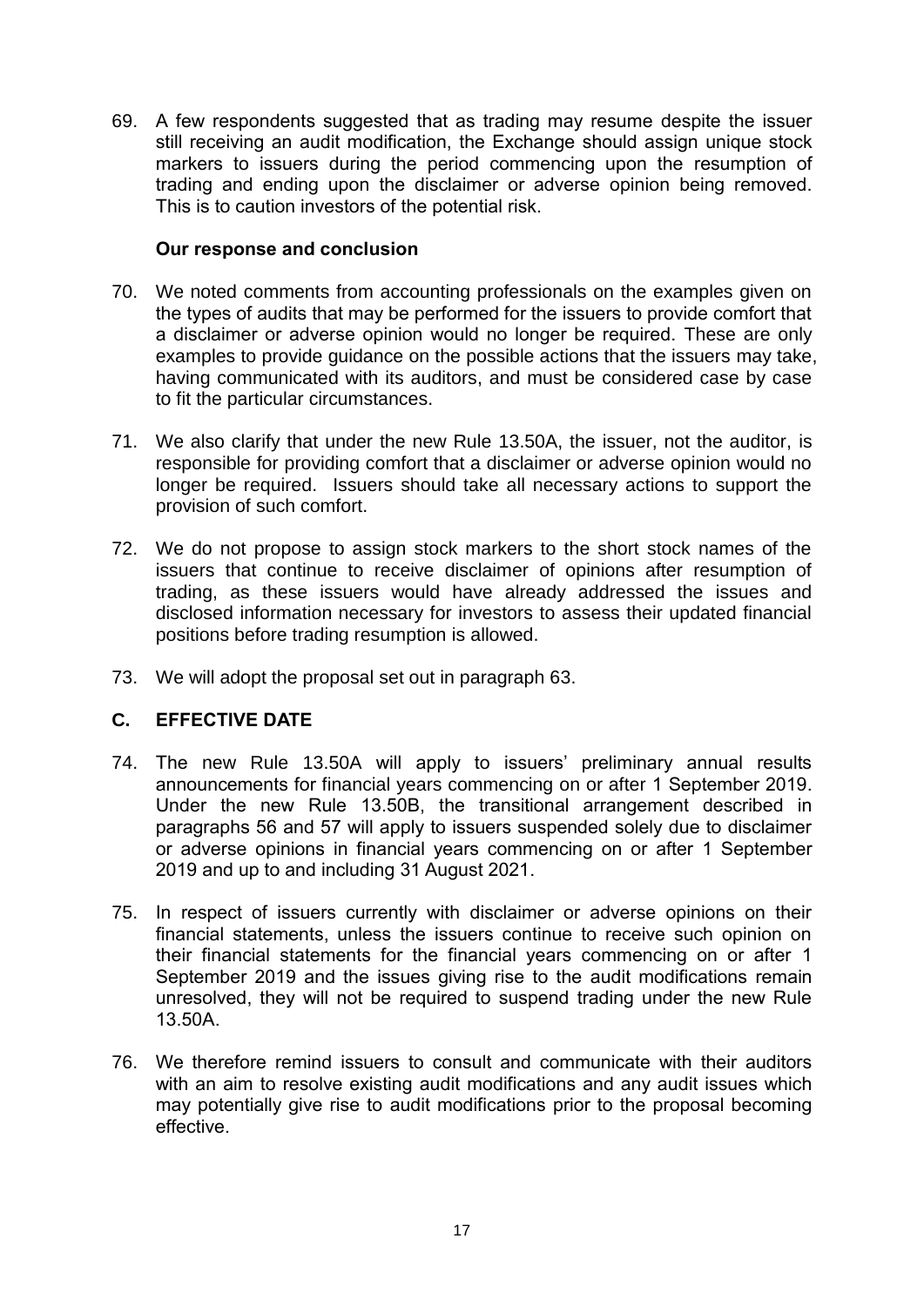69. A few respondents suggested that as trading may resume despite the issuer still receiving an audit modification, the Exchange should assign unique stock markers to issuers during the period commencing upon the resumption of trading and ending upon the disclaimer or adverse opinion being removed. This is to caution investors of the potential risk.

**Our response and conclusion**

70. We noted comments from accounting professionals on the examples given on the types of audits that may be performed for the issuers to provide comfort that a disclaimer or adverse opinion would no longer be required. These are only examples to provide guidance on the possible actions that the issuers may take, having communicated with its auditors, and must be considered case by case to fit the particular circumstances.

71. We also clarify that under the new Rule 13.50A, the issuer, not the auditor, is responsible for providing comfort that a disclaimer or adverse opinion would no longer be required. Issuers should take all necessary actions to support the provision of such comfort.

72. We do not propose to assign stock markers to the short stock names of the issuers that continue to receive disclaimer of opinions after resumption of trading, as these issuers would have already addressed the issues and disclosed information necessary for investors to assess their updated financial positions before trading resumption is allowed.

73. We will adopt the proposal set out in paragraph 63.

## C. EFFECTIVE DATE

74. The new Rule 13.50A will apply to issuers' preliminary annual results announcements for financial years commencing on or after 1 September 2019. Under the new Rule 13.50B, the transitional arrangement described in paragraphs 56 and 57 will apply to issuers suspended solely due to disclaimer or adverse opinions in financial years commencing on or after 1 September 2019 and up to and including 31 August 2021.

75. In respect of issuers currently with disclaimer or adverse opinions on their financial statements, unless the issuers continue to receive such opinion on their financial statements for the financial years commencing on or after 1 September 2019 and the issues giving rise to the audit modifications remain unresolved, they will not be required to suspend trading under the new Rule 13.50A.

76. We therefore remind issuers to consult and communicate with their auditors with an aim to resolve existing audit modifications and any audit issues which may potentially give rise to audit modifications prior to the proposal becoming effective.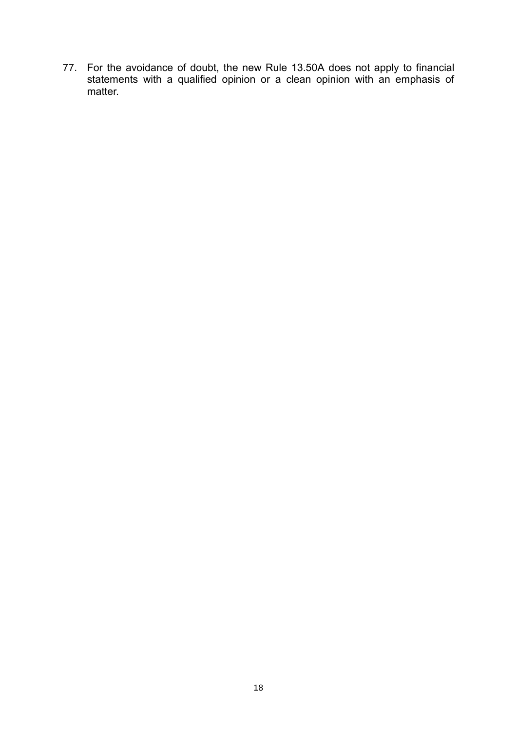77. For the avoidance of doubt, the new Rule 13.50A does not apply to financial statements with a qualified opinion or a clean opinion with an emphasis of matter.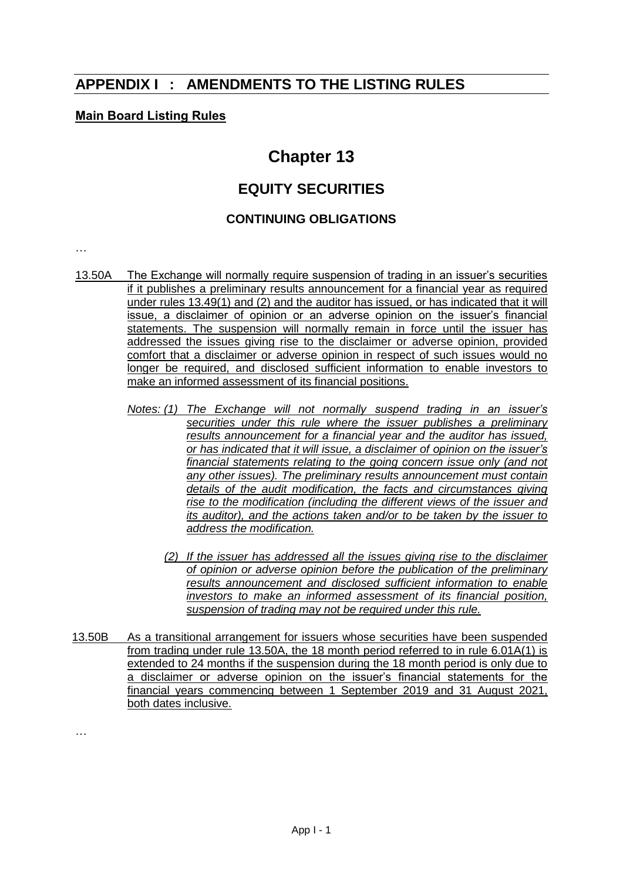## APPENDIX I : AMENDMENTS TO THE LISTING RULES

**Main Board Listing Rules**

# Chapter 13

## EQUITY SECURITIES

### CONTINUING OBLIGATIONS

…

13.50A The Exchange will normally require suspension of trading in an issuer's securities if it publishes a preliminary results announcement for a financial year as required under rules 13.49(1) and (2) and the auditor has issued, or has indicated that it will issue, a disclaimer of opinion or an adverse opinion on the issuer's financial statements. The suspension will normally remain in force until the issuer has addressed the issues giving rise to the disclaimer or adverse opinion, provided comfort that a disclaimer or adverse opinion in respect of such issues would no longer be required, and disclosed sufficient information to enable investors to make an informed assessment of its financial positions.

*Notes: (1) The Exchange will not normally suspend trading in an issuer's securities under this rule where the issuer publishes a preliminary results announcement for a financial year and the auditor has issued, or has indicated that it will issue, a disclaimer of opinion on the issuer's financial statements relating to the going concern issue only (and not any other issues). The preliminary results announcement must contain details of the audit modification, the facts and circumstances giving rise to the modification (including the different views of the issuer and its auditor), and the actions taken and/or to be taken by the issuer to address the modification.*

*(2) If the issuer has addressed all the issues giving rise to the disclaimer of opinion or adverse opinion before the publication of the preliminary results announcement and disclosed sufficient information to enable investors to make an informed assessment of its financial position, suspension of trading may not be required under this rule.*

13.50B As a transitional arrangement for issuers whose securities have been suspended from trading under rule 13.50A, the 18 month period referred to in rule 6.01A(1) is extended to 24 months if the suspension during the 18 month period is only due to a disclaimer or adverse opinion on the issuer's financial statements for the financial years commencing between 1 September 2019 and 31 August 2021, both dates inclusive.

…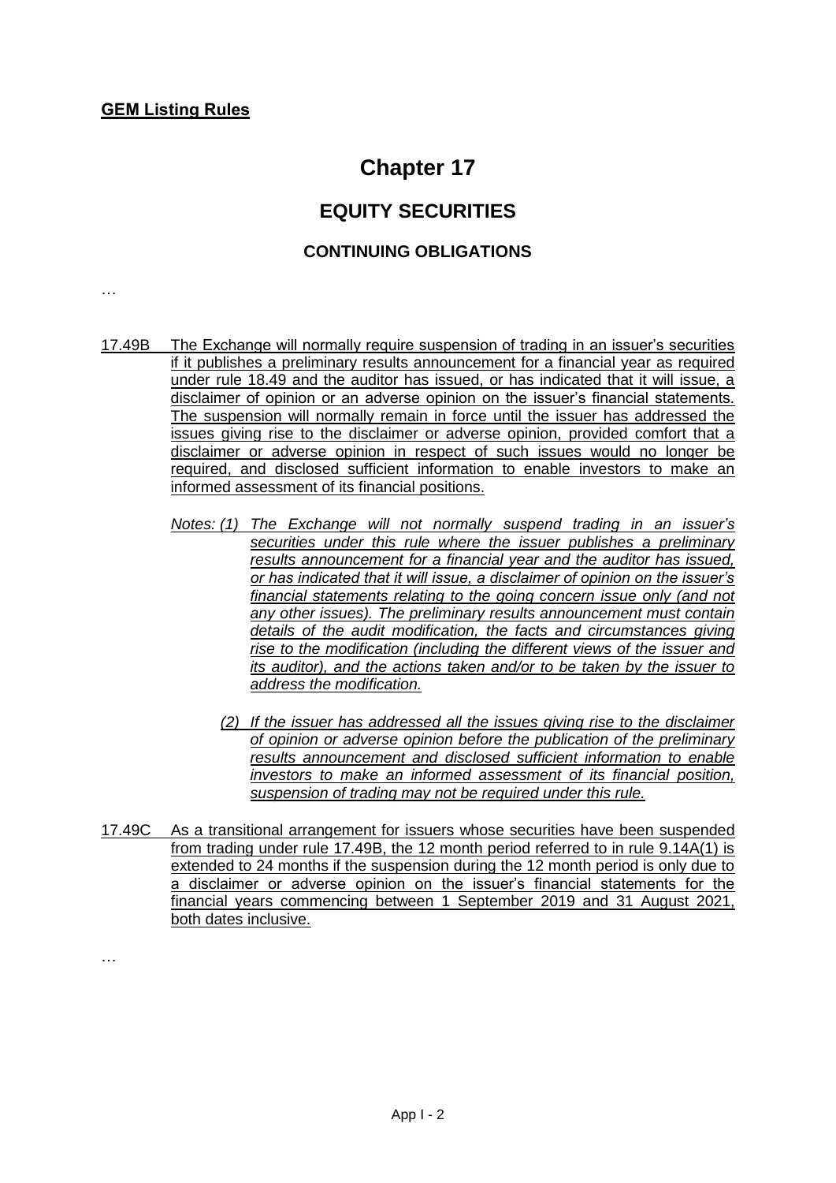**GEM Listing Rules**

# Chapter 17

## EQUITY SECURITIES

### CONTINUING OBLIGATIONS

…

17.49B The Exchange will normally require suspension of trading in an issuer's securities if it publishes a preliminary results announcement for a financial year as required under rule 18.49 and the auditor has issued, or has indicated that it will issue, a disclaimer of opinion or an adverse opinion on the issuer's financial statements. The suspension will normally remain in force until the issuer has addressed the issues giving rise to the disclaimer or adverse opinion, provided comfort that a disclaimer or adverse opinion in respect of such issues would no longer be required, and disclosed sufficient information to enable investors to make an informed assessment of its financial positions.

*Notes: (1) The Exchange will not normally suspend trading in an issuer's securities under this rule where the issuer publishes a preliminary results announcement for a financial year and the auditor has issued, or has indicated that it will issue, a disclaimer of opinion on the issuer's financial statements relating to the going concern issue only (and not any other issues). The preliminary results announcement must contain details of the audit modification, the facts and circumstances giving rise to the modification (including the different views of the issuer and its auditor), and the actions taken and/or to be taken by the issuer to address the modification.*

*(2) If the issuer has addressed all the issues giving rise to the disclaimer of opinion or adverse opinion before the publication of the preliminary results announcement and disclosed sufficient information to enable investors to make an informed assessment of its financial position, suspension of trading may not be required under this rule.*

17.49C As a transitional arrangement for issuers whose securities have been suspended from trading under rule 17.49B, the 12 month period referred to in rule 9.14A(1) is extended to 24 months if the suspension during the 12 month period is only due to a disclaimer or adverse opinion on the issuer's financial statements for the financial years commencing between 1 September 2019 and 31 August 2021, both dates inclusive.

…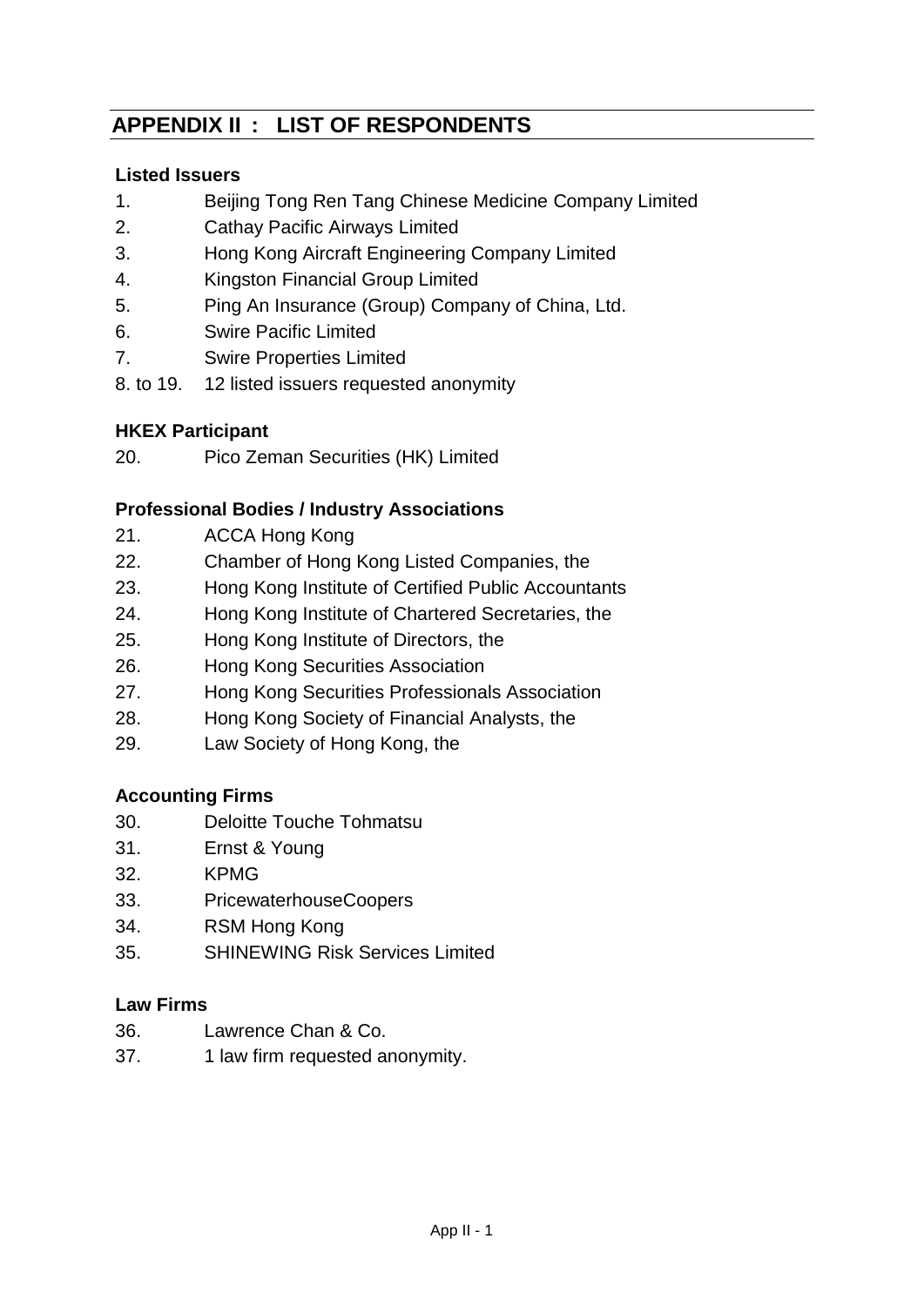# APPENDIX II : LIST OF RESPONDENTS

**Listed Issuers**

1. Beijing Tong Ren Tang Chinese Medicine Company Limited
2. Cathay Pacific Airways Limited
3. Hong Kong Aircraft Engineering Company Limited
4. Kingston Financial Group Limited
5. Ping An Insurance (Group) Company of China, Ltd.
6. Swire Pacific Limited
7. Swire Properties Limited

8. to 19. 12 listed issuers requested anonymity

**HKEX Participant**

20. Pico Zeman Securities (HK) Limited

**Professional Bodies / Industry Associations**

21. ACCA Hong Kong
22. Chamber of Hong Kong Listed Companies, the
23. Hong Kong Institute of Certified Public Accountants
24. Hong Kong Institute of Chartered Secretaries, the
25. Hong Kong Institute of Directors, the
26. Hong Kong Securities Association
27. Hong Kong Securities Professionals Association
28. Hong Kong Society of Financial Analysts, the
29. Law Society of Hong Kong, the

**Accounting Firms**

30. Deloitte Touche Tohmatsu
31. Ernst & Young
32. KPMG
33. PricewaterhouseCoopers
34. RSM Hong Kong
35. SHINEWING Risk Services Limited

**Law Firms**

36. Lawrence Chan & Co.
37. 1 law firm requested anonymity.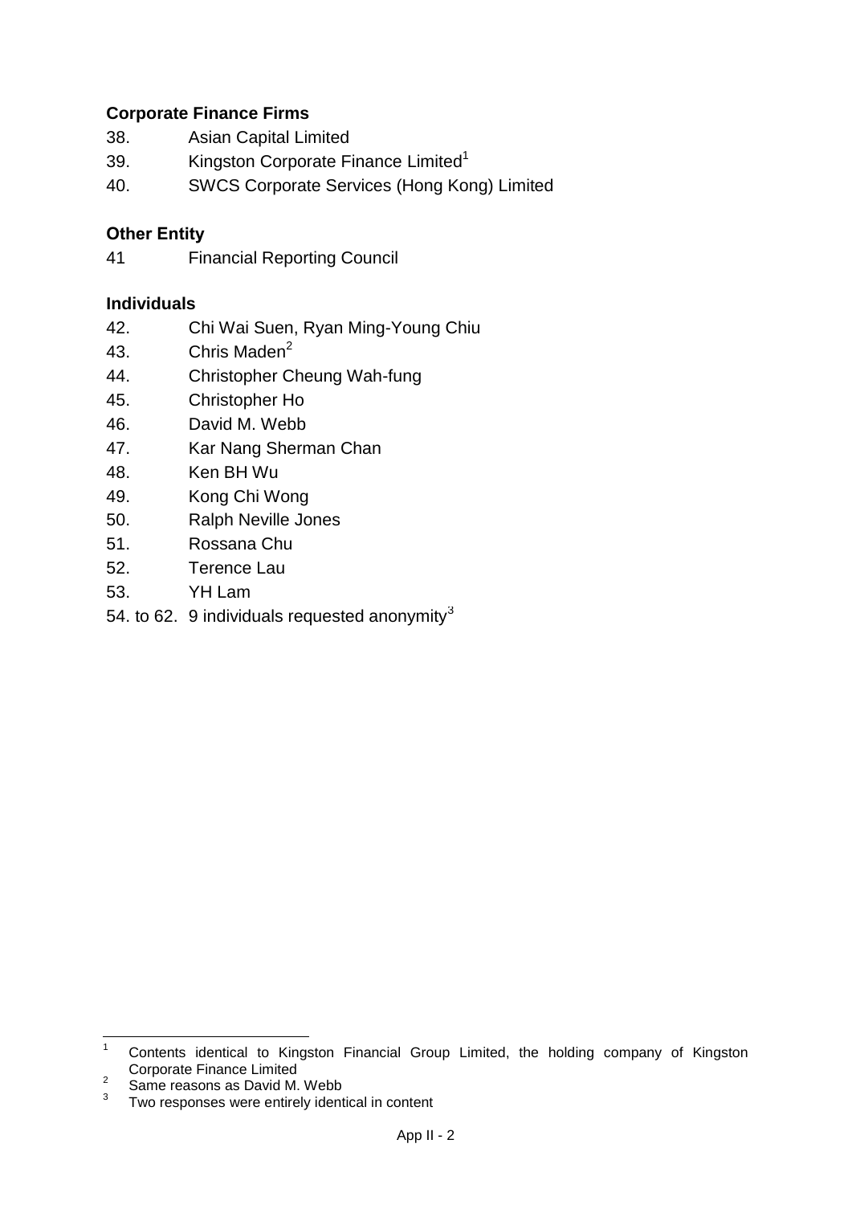**Corporate Finance Firms**

38. Asian Capital Limited
39. Kingston Corporate Finance Limited[1]
40. SWCS Corporate Services (Hong Kong) Limited

**Other Entity**

41 Financial Reporting Council

**Individuals**

42. Chi Wai Suen, Ryan Ming-Young Chiu
43. Chris Maden[2]
44. Christopher Cheung Wah-fung
45. Christopher Ho
46. David M. Webb
47. Kar Nang Sherman Chan
48. Ken BH Wu
49. Kong Chi Wong
50. Ralph Neville Jones
51. Rossana Chu
52. Terence Lau
53. YH Lam

54. to 62. 9 individuals requested anonymity[3]

---

[1] Contents identical to Kingston Financial Group Limited, the holding company of Kingston Corporate Finance Limited

[2] Same reasons as David M. Webb

[3] Two responses were entirely identical in content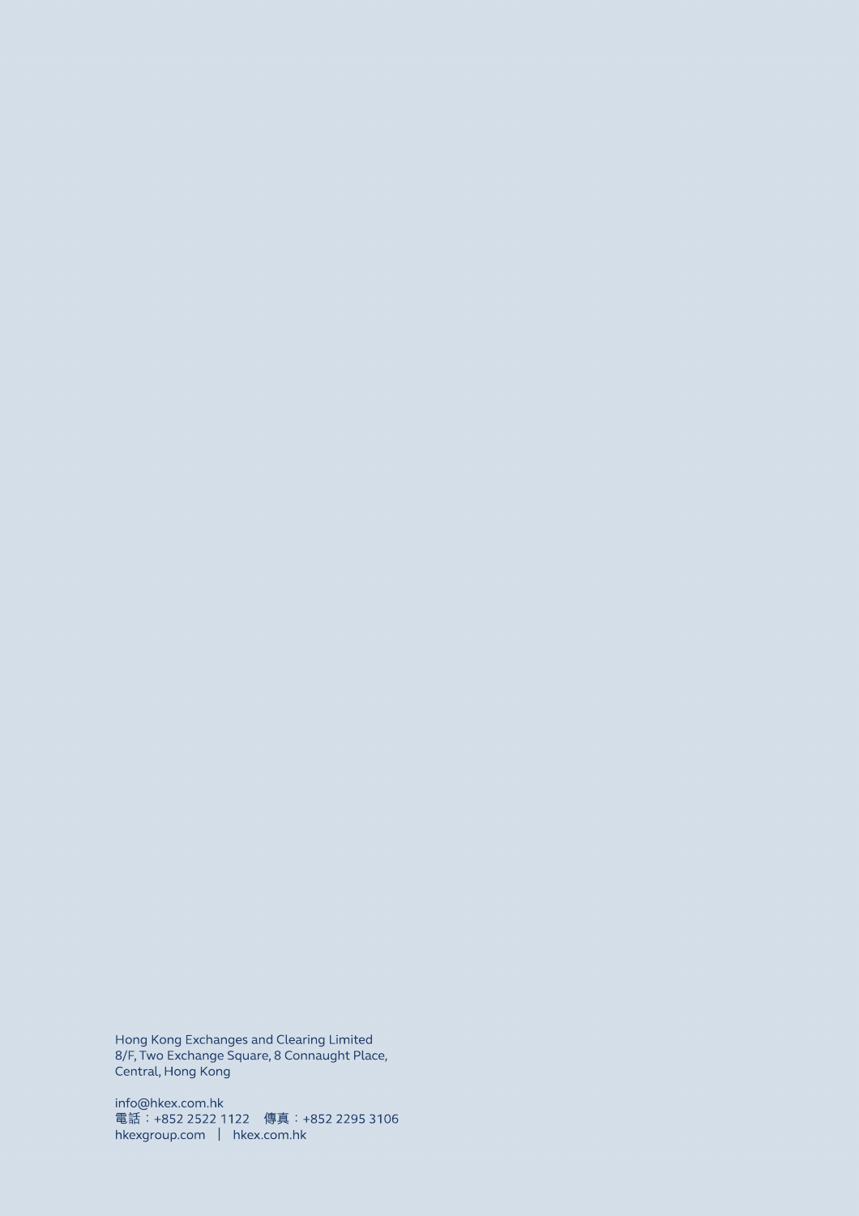Hong Kong Exchanges and Clearing Limited
8/F, Two Exchange Square, 8 Connaught Place,
Central, Hong Kong

info@hkex.com.hk
電話：+852 2522 1122　傳真：+852 2295 3106
hkexgroup.com | hkex.com.hk